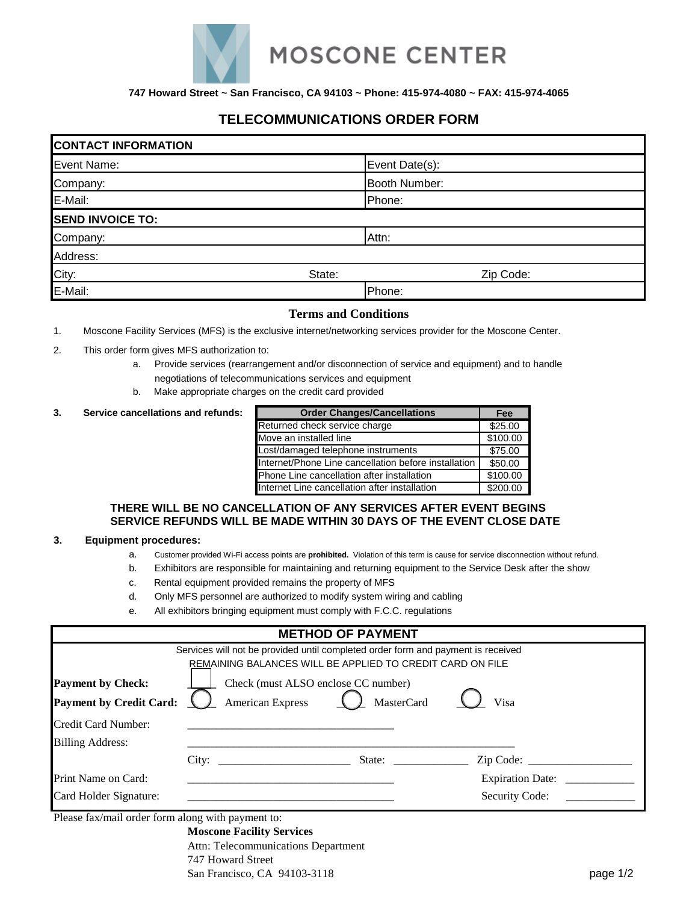# MOSCONE CENTER

**747 Howard Street ~ San Francisco, CA 94103 ~ Phone: 415-974-4080 ~ FAX: 415-974-4065**

## TELECOMMUNICATIONS ORDER FORM

| **CONTACT INFORMATION** | | |
|---|---|---|
| Event Name: | Event Date(s): | |
| Company: | Booth Number: | |
| E-Mail: | Phone: | |
| **SEND INVOICE TO:** | | |
| Company: | Attn: | |
| Address: | | |
| City: | State: | Zip Code: |
| E-Mail: | Phone: | |

### Terms and Conditions

1. Moscone Facility Services (MFS) is the exclusive internet/networking services provider for the Moscone Center.
2. This order form gives MFS authorization to:
   a. Provide services (rearrangement and/or disconnection of service and equipment) and to handle negotiations of telecommunications services and equipment
   b. Make appropriate charges on the credit card provided
3. **Service cancellations and refunds:**

| Order Changes/Cancellations | Fee |
|---|---|
| Returned check service charge | $25.00 |
| Move an installed line | $100.00 |
| Lost/damaged telephone instruments | $75.00 |
| Internet/Phone Line cancellation before installation | $50.00 |
| Phone Line cancellation after installation | $100.00 |
| Internet Line cancellation after installation | $200.00 |

**THERE WILL BE NO CANCELLATION OF ANY SERVICES AFTER EVENT BEGINS**
**SERVICE REFUNDS WILL BE MADE WITHIN 30 DAYS OF THE EVENT CLOSE DATE**

3. **Equipment procedures:**
   a. Customer provided Wi-Fi access points are **prohibited.** Violation of this term is cause for service disconnection without refund.
   b. Exhibitors are responsible for maintaining and returning equipment to the Service Desk after the show
   c. Rental equipment provided remains the property of MFS
   d. Only MFS personnel are authorized to modify system wiring and cabling
   e. All exhibitors bringing equipment must comply with F.C.C. regulations

### METHOD OF PAYMENT

Services will not be provided until completed order form and payment is received
REMAINING BALANCES WILL BE APPLIED TO CREDIT CARD ON FILE

**Payment by Check:** ☐ Check (must ALSO enclose CC number)

**Payment by Credit Card:** ◯ American Express ◯ MasterCard ◯ Visa

Credit Card Number: ____________________________________

Billing Address: ____________________________________________________________

City: ________________________ State: _____________ Zip Code: __________________

Print Name on Card: ____________________________________ Expiration Date: ____________

Card Holder Signature: ____________________________________ Security Code: ____________

Please fax/mail order form along with payment to:

**Moscone Facility Services**
Attn: Telecommunications Department
747 Howard Street
San Francisco, CA 94103-3118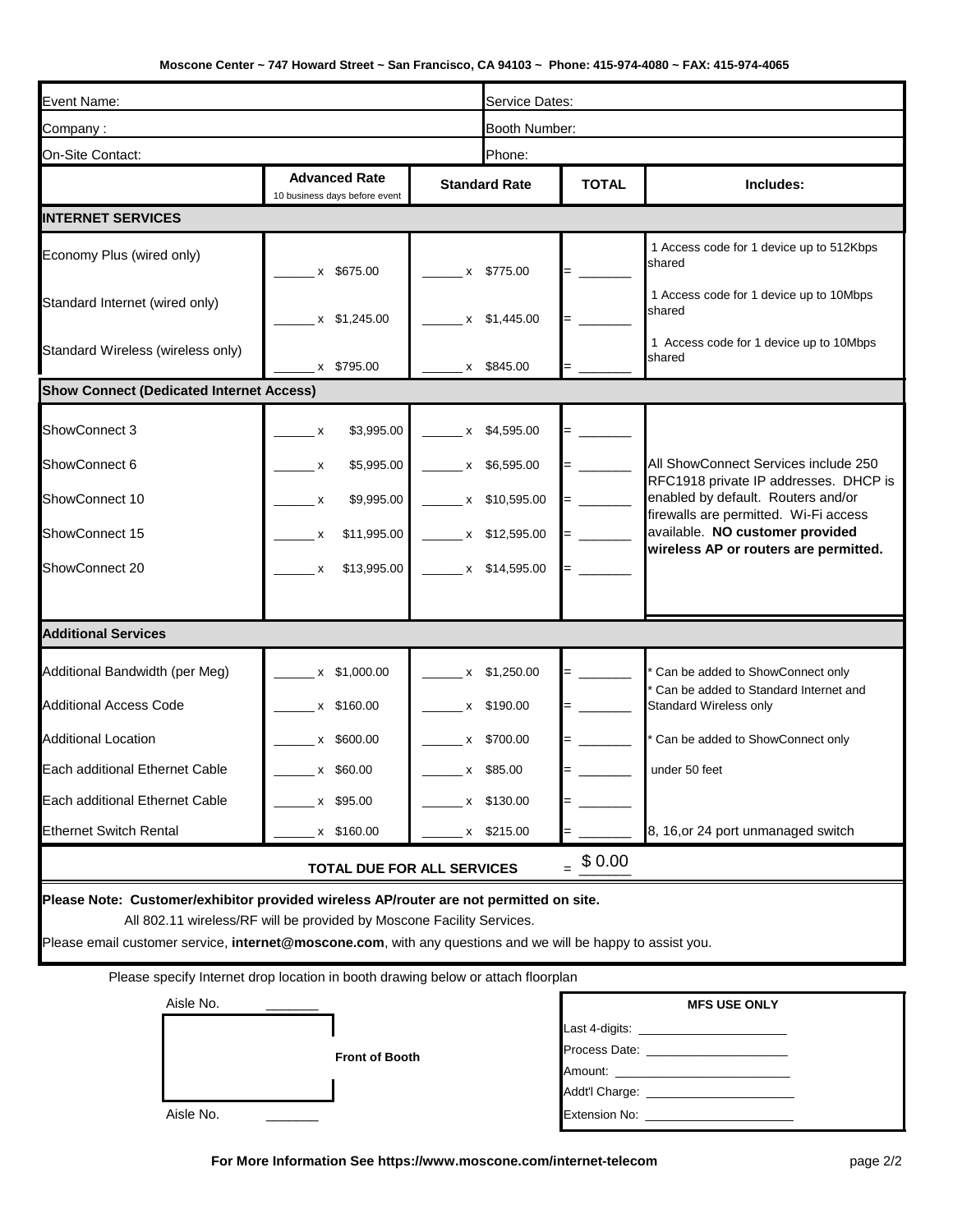Moscone Center ~ 747 Howard Street ~ San Francisco, CA 94103 ~ Phone: 415-974-4080 ~ FAX: 415-974-4065

| Event Name: | | | Service Dates: | |
|---|---|---|---|---|
| Company : | | | Booth Number: | |
| On-Site Contact: | | | Phone: | |

| | **Advanced Rate** 10 business days before event | **Standard Rate** | **TOTAL** | **Includes:** |
|---|---|---|---|---|
| **INTERNET SERVICES** | | | | |
| Economy Plus (wired only) | ______ x $675.00 | ______ x $775.00 | = _______ | 1 Access code for 1 device up to 512Kbps shared |
| Standard Internet (wired only) | ______ x $1,245.00 | ______ x $1,445.00 | = _______ | 1 Access code for 1 device up to 10Mbps shared |
| Standard Wireless (wireless only) | ______ x $795.00 | ______ x $845.00 | = _______ | 1 Access code for 1 device up to 10Mbps shared |
| **Show Connect (Dedicated Internet Access)** | | | | |
| ShowConnect 3 | ______ x $3,995.00 | ______ x $4,595.00 | = _______ | All ShowConnect Services include 250 RFC1918 private IP addresses. DHCP is enabled by default. Routers and/or firewalls are permitted. Wi-Fi access available. **NO customer provided wireless AP or routers are permitted.** |
| ShowConnect 6 | ______ x $5,995.00 | ______ x $6,595.00 | = _______ | |
| ShowConnect 10 | ______ x $9,995.00 | ______ x $10,595.00 | = _______ | |
| ShowConnect 15 | ______ x $11,995.00 | ______ x $12,595.00 | = _______ | |
| ShowConnect 20 | ______ x $13,995.00 | ______ x $14,595.00 | = _______ | |
| **Additional Services** | | | | |
| Additional Bandwidth (per Meg) | ______ x $1,000.00 | ______ x $1,250.00 | = _______ | * Can be added to ShowConnect only |
| Additional Access Code | ______ x $160.00 | ______ x $190.00 | = _______ | * Can be added to Standard Internet and Standard Wireless only |
| Additional Location | ______ x $600.00 | ______ x $700.00 | = _______ | * Can be added to ShowConnect only |
| Each additional Ethernet Cable | ______ x $60.00 | ______ x $85.00 | = _______ | under 50 feet |
| Each additional Ethernet Cable | ______ x $95.00 | ______ x $130.00 | = _______ | |
| Ethernet Switch Rental | ______ x $160.00 | ______ x $215.00 | = _______ | 8, 16,or 24 port unmanaged switch |
| **TOTAL DUE FOR ALL SERVICES** | | | = $ 0.00 | |

**Please Note: Customer/exhibitor provided wireless AP/router are not permitted on site.**
All 802.11 wireless/RF will be provided by Moscone Facility Services.
Please email customer service, **internet@moscone.com**, with any questions and we will be happy to assist you.

Please specify Internet drop location in booth drawing below or attach floorplan

Aisle No. _______

**Front of Booth**

Aisle No. _______

**MFS USE ONLY**

Last 4-digits: ______________________
Process Date: ______________________
Amount: ______________________
Addt'l Charge: ______________________
Extension No: ______________________

**For More Information See https://www.moscone.com/internet-telecom**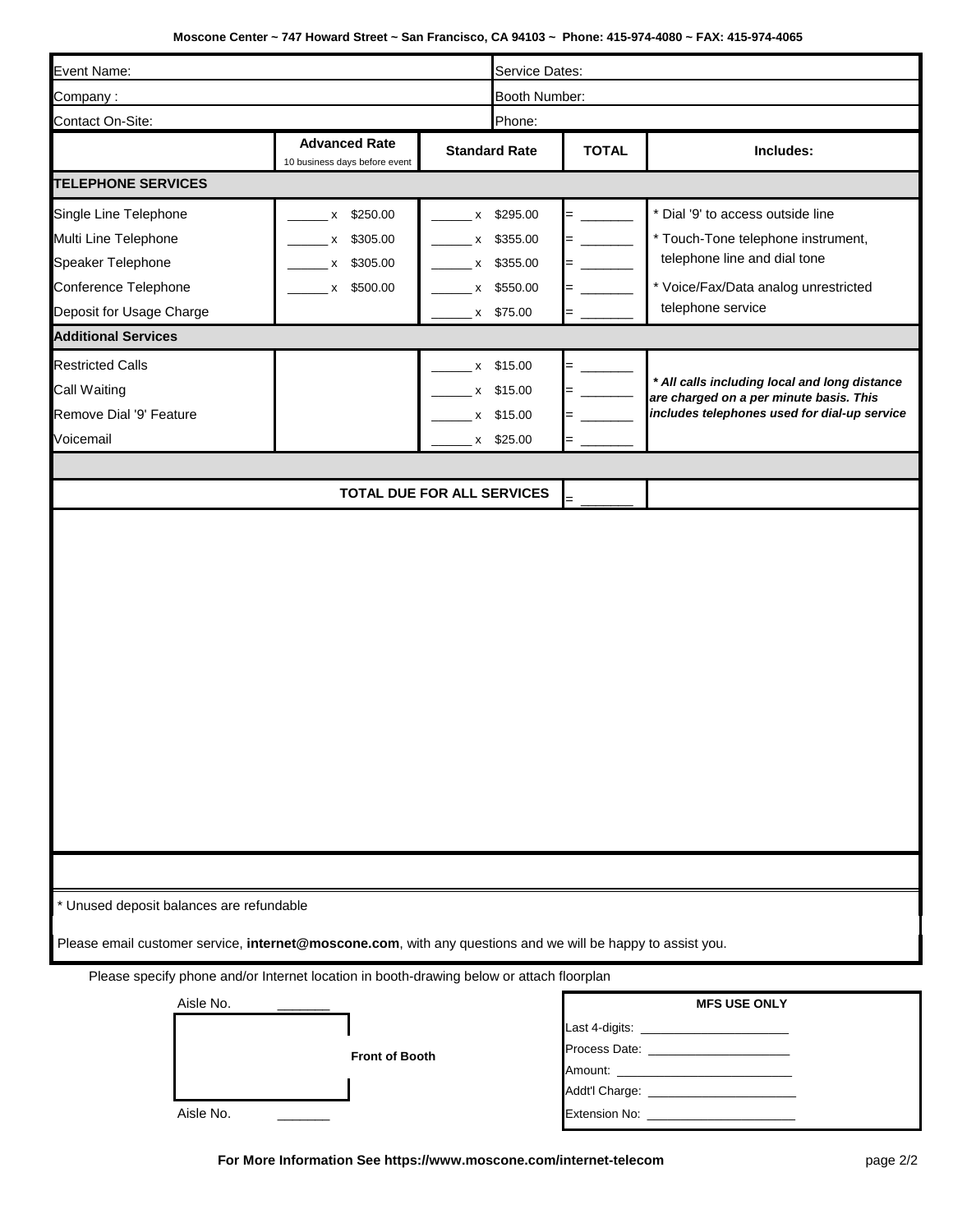Moscone Center ~ 747 Howard Street ~ San Francisco, CA 94103 ~ Phone: 415-974-4080 ~ FAX: 415-974-4065

| | |
|---|---|
| Event Name: | Service Dates: |
| Company : | Booth Number: |
| Contact On-Site: | Phone: |

| | Advanced Rate (10 business days before event) | Standard Rate | TOTAL | Includes: |
|---|---|---|---|---|
| **TELEPHONE SERVICES** | | | | |
| Single Line Telephone | ______ x $250.00 | ______ x $295.00 | = _______ | * Dial '9' to access outside line |
| Multi Line Telephone | ______ x $305.00 | ______ x $355.00 | = _______ | * Touch-Tone telephone instrument, telephone line and dial tone |
| Speaker Telephone | ______ x $305.00 | ______ x $355.00 | = _______ | |
| Conference Telephone | ______ x $500.00 | ______ x $550.00 | = _______ | * Voice/Fax/Data analog unrestricted telephone service |
| Deposit for Usage Charge | | ______ x $75.00 | = _______ | |
| **Additional Services** | | | | |
| Restricted Calls | | ______ x $15.00 | = _______ | ***All calls including local and long distance are charged on a per minute basis. This includes telephones used for dial-up service*** |
| Call Waiting | | ______ x $15.00 | = _______ | |
| Remove Dial '9' Feature | | ______ x $15.00 | = _______ | |
| Voicemail | | ______ x $25.00 | = _______ | |
| | | **TOTAL DUE FOR ALL SERVICES** | = _______ | |

* Unused deposit balances are refundable

Please email customer service, **internet@moscone.com**, with any questions and we will be happy to assist you.

Please specify phone and/or Internet location in booth-drawing below or attach floorplan

Aisle No. _______

**Front of Booth**

Aisle No. _______

**MFS USE ONLY**

Last 4-digits: ______________________

Process Date: _____________________

Amount: __________________________

Addt'l Charge: _____________________

Extension No: _____________________

**For More Information See https://www.moscone.com/internet-telecom**